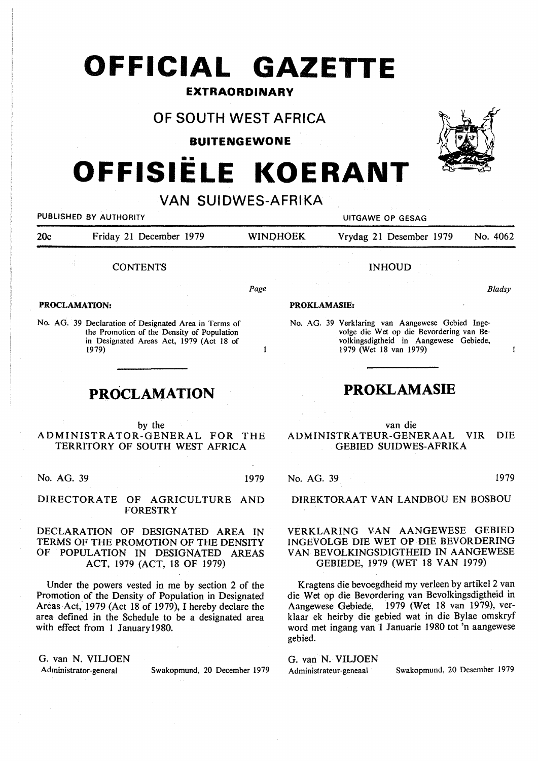# OFFICIAL GAZETTE

**EXTRAORDINARY**

## OF SOUTH WEST AFRICA

**BUITENGEWONE**

# OFFISIËLE KOERANT

## VAN SUIDWES-AFRIKA

PUBLISHED BY AUTHORITY — UITGAWE OP GESAG

| 20c | Friday 21 December 1979 | WINDHOEK | Vrydag 21 Desember 1979 | No. 4062 |
|---|---|---|---|---|

CONTENTS

| | Page |
|---|---|
| **PROCLAMATION:** | |
| No. AG. 39 Declaration of Designated Area in Terms of the Promotion of the Density of Population in Designated Areas Act, 1979 (Act 18 of 1979) | 1 |

## PROCLAMATION

by the
ADMINISTRATOR-GENERAL FOR THE TERRITORY OF SOUTH WEST AFRICA

No. AG. 39 1979

DIRECTORATE OF AGRICULTURE AND FORESTRY

DECLARATION OF DESIGNATED AREA IN TERMS OF THE PROMOTION OF THE DENSITY OF POPULATION IN DESIGNATED AREAS ACT, 1979 (ACT, 18 OF 1979)

Under the powers vested in me by section 2 of the Promotion of the Density of Population in Designated Areas Act, 1979 (Act 18 of 1979), I hereby declare the area defined in the Schedule to be a designated area with effect from 1 January1980.

G. van N. VILJOEN
Administrator-general — Swakopmund, 20 December 1979

INHOUD

| | Bladsy |
|---|---|
| **PROKLAMASIE:** | |
| No. AG. 39 Verklaring van Aangewese Gebied Ingevolge die Wet op die Bevordering van Bevolkingsdigtheid in Aangewese Gebiede, 1979 (Wet 18 van 1979) | 1 |

## PROKLAMASIE

van die
ADMINISTRATEUR-GENERAAL VIR DIE GEBIED SUIDWES-AFRIKA

No. AG. 39 1979

DIREKTORAAT VAN LANDBOU EN BOSBOU

VERKLARING VAN AANGEWESE GEBIED INGEVOLGE DIE WET OP DIE BEVORDERING VAN BEVOLKINGSDIGTHEID IN AANGEWESE GEBIEDE, 1979 (WET 18 VAN 1979)

Kragtens die bevoegdheid my verleen by artikel 2 van die Wet op die Bevordering van Bevolkingsdigtheid in Aangewese Gebiede, 1979 (Wet 18 van 1979), verklaar ek heirby die gebied wat in die Bylae omskryf word met ingang van 1 Januarie 1980 tot 'n aangewese gebied.

G. van N. VILJOEN
Administrateur-geneaal — Swakopmund, 20 Desember 1979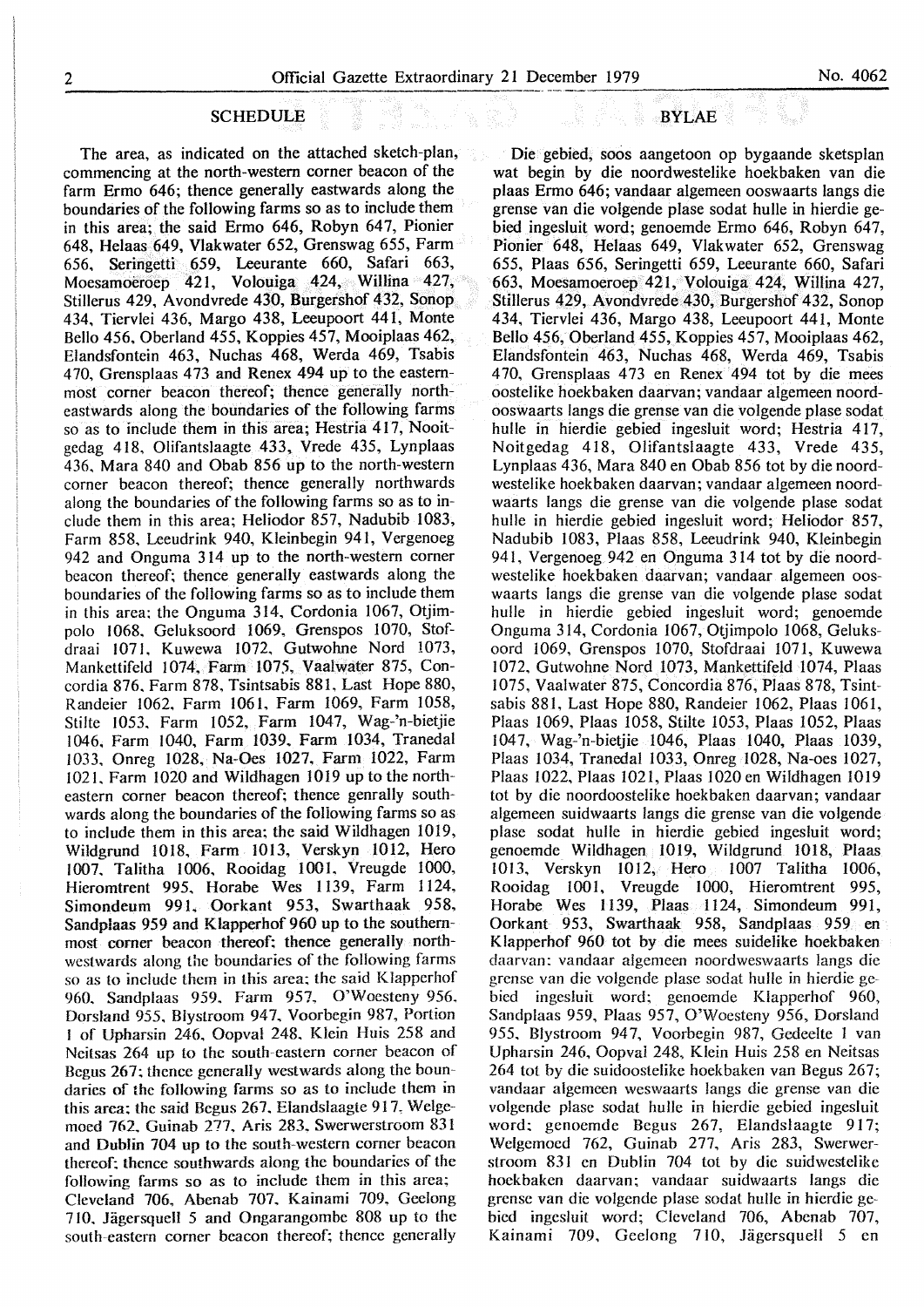## SCHEDULE

The area, as indicated on the attached sketch-plan, commencing at the north-western corner beacon of the farm Ermo 646; thence generally eastwards along the boundaries of the following farms so as to include them in this area; the said Ermo 646, Robyn 647, Pionier 648, Helaas 649, Vlakwater 652, Grenswag 655, Farm 656, Seringetti 659, Leeurante 660, Safari 663, Moesamoeroep 421, Volouiga 424, Willina 427, Stillerus 429, Avondvrede 430, Burgershof 432, Sonop 434, Tiervlei 436, Margo 438, Leeupoort 441, Monte Bello 456, Oberland 455, Koppies 457, Mooiplaas 462, Elandsfontein 463, Nuchas 468, Werda 469, Tsabis 470, Grensplaas 473 and Renex 494 up to the easternmost corner beacon thereof; thence generally northeastwards along the boundaries of the following farms so as to include them in this area; Hestria 417, Nooitgedag 418, Olifantslaagte 433, Vrede 435, Lynplaas 436, Mara 840 and Obab 856 up to the north-western corner beacon thereof; thence generally northwards along the boundaries of the following farms so as to include them in this area; Heliodor 857, Nadubib 1083, Farm 858, Leeudrink 940, Kleinbegin 941, Vergenoeg 942 and Onguma 314 up to the north-western corner beacon thereof; thence generally eastwards along the boundaries of the following farms so as to include them in this area; the Onguma 314, Cordonia 1067, Otjimpolo 1068, Geluksoord 1069, Grenspos 1070, Stofdraai 1071, Kuwewa 1072, Gutwohne Nord 1073, Mankettifeld 1074, Farm 1075, Vaalwater 875, Concordia 876, Farm 878, Tsintsabis 881, Last Hope 880, Randeier 1062, Farm 1061, Farm 1069, Farm 1058, Stilte 1053, Farm 1052, Farm 1047, Wag-'n-bietjie 1046, Farm 1040, Farm 1039, Farm 1034, Tranedal 1033, Onreg 1028, Na-Oes 1027, Farm 1022, Farm 1021, Farm 1020 and Wildhagen 1019 up to the north-eastern corner beacon thereof; thence genrally southwards along the boundaries of the following farms so as to include them in this area; the said Wildhagen 1019, Wildgrund 1018, Farm 1013, Verskyn 1012, Hero 1007, Talitha 1006, Rooidag 1001, Vreugde 1000, Hieromtrent 995, Horabe Wes 1139, Farm 1124, Simondeum 991, Oorkant 953, Swarthaak 958, Sandplaas 959 and Klapperhof 960 up to the southernmost corner beacon thereof; thence generally northwestwards along the boundaries of the following farms so as to include them in this area; the said Klapperhof 960, Sandplaas 959, Farm 957, O'Woesteny 956, Dorsland 955, Blystroom 947, Voorbegin 987, Portion 1 of Upharsin 246, Oopval 248, Klein Huis 258 and Neitsas 264 up to the south-eastern corner beacon of Begus 267; thence generally westwards along the boundaries of the following farms so as to include them in this area; the said Begus 267, Elandslaagte 917, Welgemoed 762, Guinab 277, Aris 283, Swerwerstroom 831 and Dublin 704 up to the south-western corner beacon thereof; thence southwards along the boundaries of the following farms so as to include them in this area; Cleveland 706, Abenab 707, Kainami 709, Geelong 710, Jägersquell 5 and Ongarangombe 808 up to the south-eastern corner beacon thereof; thence generally

## BYLAE

Die gebied, soos aangetoon op bygaande sketsplan wat begin by die noordwestelike hoekbaken van die plaas Ermo 646; vandaar algemeen ooswaarts langs die grense van die volgende plase sodat hulle in hierdie gebied ingesluit word; genoemde Ermo 646, Robyn 647, Pionier 648, Helaas 649, Vlakwater 652, Grenswag 655, Plaas 656, Seringetti 659, Leeurante 660, Safari 663, Moesamoeroep 421, Volouiga 424, Willina 427, Stillerus 429, Avondvrede 430, Burgershof 432, Sonop 434, Tiervlei 436, Margo 438, Leeupoort 441, Monte Bello 456, Oberland 455, Koppies 457, Mooiplaas 462, Elandsfontein 463, Nuchas 468, Werda 469, Tsabis 470, Grensplaas 473 en Renex 494 tot by die mees oostelike hoekbaken daarvan; vandaar algemeen noordooswaarts langs die grense van die volgende plase sodat hulle in hierdie gebied ingesluit word; Hestria 417, Noitgedag 418, Olifantslaagte 433, Vrede 435, Lynplaas 436, Mara 840 en Obab 856 tot by die noordwestelike hoekbaken daarvan; vandaar algemeen noordwaarts langs die grense van die volgende plase sodat hulle in hierdie gebied ingesluit word; Heliodor 857, Nadubib 1083, Plaas 858, Leeudrink 940, Kleinbegin 941, Vergenoeg 942 en Onguma 314 tot by die noordwestelike hoekbaken daarvan; vandaar algemeen ooswaarts langs die grense van die volgende plase sodat hulle in hierdie gebied ingesluit word; genoemde Onguma 314, Cordonia 1067, Otjimpolo 1068, Geluksoord 1069, Grenspos 1070, Stofdraai 1071, Kuwewa 1072, Gutwohne Nord 1073, Mankettifeld 1074, Plaas 1075, Vaalwater 875, Concordia 876, Plaas 878, Tsintsabis 881, Last Hope 880, Randeier 1062, Plaas 1061, Plaas 1069, Plaas 1058, Stilte 1053, Plaas 1052, Plaas 1047, Wag-'n-bietjie 1046, Plaas 1040, Plaas 1039, Plaas 1034, Tranedal 1033, Onreg 1028, Na-oes 1027, Plaas 1022, Plaas 1021, Plaas 1020 en Wildhagen 1019 tot by die noordoostelike hoekbaken daarvan; vandaar algemeen suidwaarts langs die grense van die volgende plase sodat hulle in hierdie gebied ingesluit word; genoemde Wildhagen 1019, Wildgrund 1018, Plaas 1013, Verskyn 1012, Hero 1007 Talitha 1006, Rooidag 1001, Vreugde 1000, Hieromtrent 995, Horabe Wes 1139, Plaas 1124, Simondeum 991, Oorkant 953, Swarthaak 958, Sandplaas 959 en Klapperhof 960 tot by die mees suidelike hoekbaken daarvan; vandaar algemeen noordweswaarts langs die grense van die volgende plase sodat hulle in hierdie gebied ingesluit word; genoemde Klapperhof 960, Sandplaas 959, Plaas 957, O'Woesteny 956, Dorsland 955, Blystroom 947, Voorbegin 987, Gedeelte 1 van Upharsin 246, Oopval 248, Klein Huis 258 en Neitsas 264 tot by die suidoostelike hoekbaken van Begus 267; vandaar algemeen weswaarts langs die grense van die volgende plase sodat hulle in hierdie gebied ingesluit word; genoemde Begus 267, Elandslaagte 917; Welgemoed 762, Guinab 277, Aris 283, Swerwerstroom 831 en Dublin 704 tot by die suidwestelike hoekbaken daarvan; vandaar suidwaarts langs die grense van die volgende plase sodat hulle in hierdie gebied ingesluit word; Cleveland 706, Abenab 707, Kainami 709, Geelong 710, Jägersquell 5 en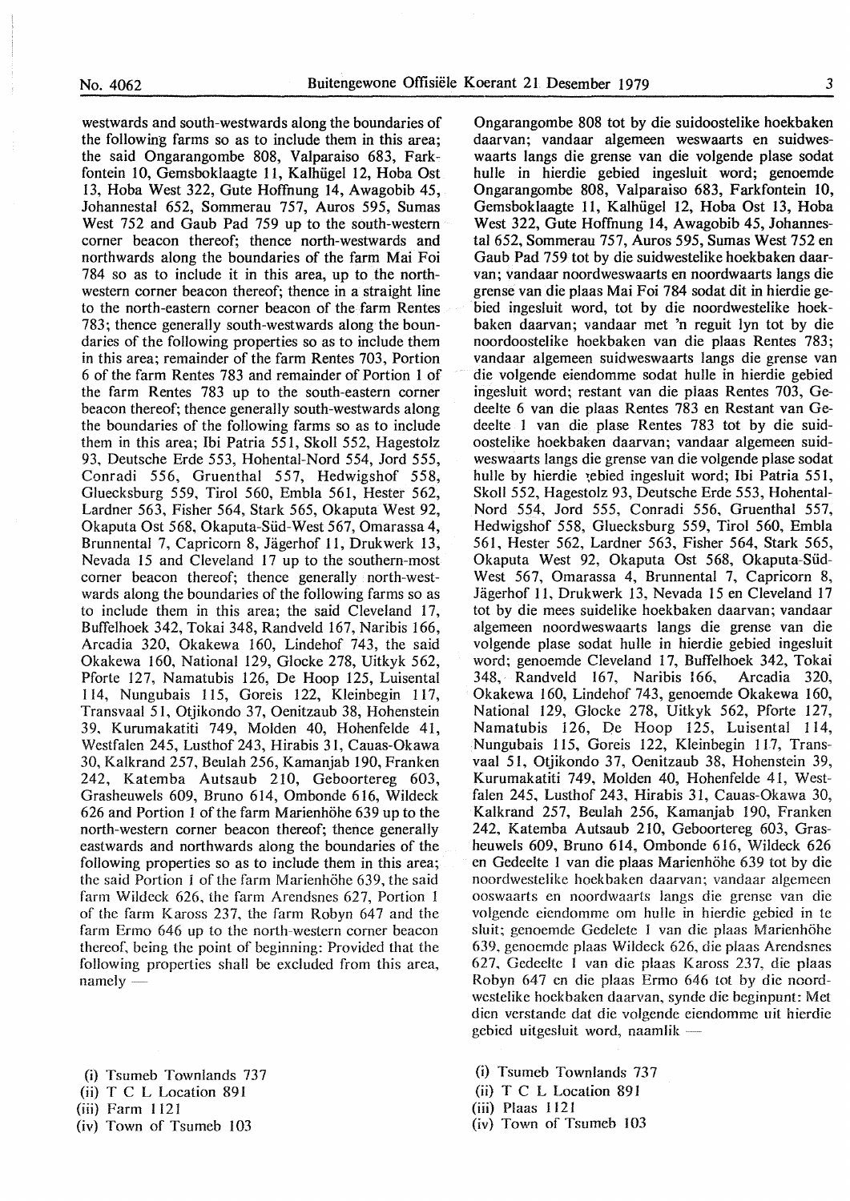westwards and south-westwards along the boundaries of the following farms so as to include them in this area; the said Ongarangombe 808, Valparaiso 683, Farkfontein 10, Gemsboklaagte 11, Kalhügel 12, Hoba Ost 13, Hoba West 322, Gute Hoffnung 14, Awagobib 45, Johannestal 652, Sommerau 757, Auros 595, Sumas West 752 and Gaub Pad 759 up to the south-western corner beacon thereof; thence north-westwards and northwards along the boundaries of the farm Mai Foi 784 so as to include it in this area, up to the north-western corner beacon thereof; thence in a straight line to the north-eastern corner beacon of the farm Rentes 783; thence generally south-westwards along the boundaries of the following properties so as to include them in this area; remainder of the farm Rentes 703, Portion 6 of the farm Rentes 783 and remainder of Portion 1 of the farm Rentes 783 up to the south-eastern corner beacon thereof; thence generally south-westwards along the boundaries of the following farms so as to include them in this area; Ibi Patria 551, Skoll 552, Hagestolz 93, Deutsche Erde 553, Hohental-Nord 554, Jord 555, Conradi 556, Gruenthal 557, Hedwigshof 558, Gluecksburg 559, Tirol 560, Embla 561, Hester 562, Lardner 563, Fisher 564, Stark 565, Okaputa West 92, Okaputa Ost 568, Okaputa-Süd-West 567, Omarassa 4, Brunnental 7, Capricorn 8, Jägerhof 11, Drukwerk 13, Nevada 15 and Cleveland 17 up to the southern-most corner beacon thereof; thence generally north-westwards along the boundaries of the following farms so as to include them in this area; the said Cleveland 17, Buffelhoek 342, Tokai 348, Randveld 167, Naribis 166, Arcadia 320, Okakewa 160, Lindehof 743, the said Okakewa 160, National 129, Glocke 278, Uitkyk 562, Pforte 127, Namatubis 126, De Hoop 125, Luisental 114, Nungubais 115, Goreis 122, Kleinbegin 117, Transvaal 51, Otjikondo 37, Oenitzaub 38, Hohenstein 39, Kurumakatiti 749, Molden 40, Hohenfelde 41, Westfalen 245, Lusthof 243, Hirabis 31, Cauas-Okawa 30, Kalkrand 257, Beulah 256, Kamanjab 190, Franken 242, Katemba Autsaub 210, Geboortereg 603, Grasheuwels 609, Bruno 614, Ombonde 616, Wildeck 626 and Portion 1 of the farm Marienhöhe 639 up to the north-western corner beacon thereof; thence generally eastwards and northwards along the boundaries of the following properties so as to include them in this area; the said Portion 1 of the farm Marienhöhe 639, the said farm Wildeck 626, the farm Arendsnes 627, Portion 1 of the farm Kaross 237, the farm Robyn 647 and the farm Ermo 646 up to the north-western corner beacon thereof, being the point of beginning: Provided that the following properties shall be excluded from this area, namely —

(i) Tsumeb Townlands 737
(ii) T C L Location 891
(iii) Farm 1121
(iv) Town of Tsumeb 103

Ongarangombe 808 tot by die suidoostelike hoekbaken daarvan; vandaar algemeen weswaarts en suidweswaarts langs die grense van die volgende plase sodat hulle in hierdie gebied ingesluit word; genoemde Ongarangombe 808, Valparaiso 683, Farkfontein 10, Gemsboklaagte 11, Kalhügel 12, Hoba Ost 13, Hoba West 322, Gute Hoffnung 14, Awagobib 45, Johannestal 652, Sommerau 757, Auros 595, Sumas West 752 en Gaub Pad 759 tot by die suidwestelike hoekbaken daarvan; vandaar noordweswaarts en noordwaarts langs die grense van die plaas Mai Foi 784 sodat dit in hierdie gebied ingesluit word, tot by die noordwestelike hoekbaken daarvan; vandaar met 'n reguit lyn tot by die noordoostelike hoekbaken van die plaas Rentes 783; vandaar algemeen suidweswaarts langs die grense van die volgende eiendomme sodat hulle in hierdie gebied ingesluit word; restant van die plaas Rentes 703, Gedeelte 6 van die plaas Rentes 783 en Restant van Gedeelte 1 van die plase Rentes 783 tot by die suidoostelike hoekbaken daarvan; vandaar algemeen suidweswaarts langs die grense van die volgende plase sodat hulle by hierdie gebied ingesluit word; Ibi Patria 551, Skoll 552, Hagestolz 93, Deutsche Erde 553, Hohental-Nord 554, Jord 555, Conradi 556, Gruenthal 557, Hedwigshof 558, Gluecksburg 559, Tirol 560, Embla 561, Hester 562, Lardner 563, Fisher 564, Stark 565, Okaputa West 92, Okaputa Ost 568, Okaputa-Süd-West 567, Omarassa 4, Brunnental 7, Capricorn 8, Jägerhof 11, Drukwerk 13, Nevada 15 en Cleveland 17 tot by die mees suidelike hoekbaken daarvan; vandaar algemeen noordweswaarts langs die grense van die volgende plase sodat hulle in hierdie gebied ingesluit word; genoemde Cleveland 17, Buffelhoek 342, Tokai 348, Randveld 167, Naribis 166, Arcadia 320, Okakewa 160, Lindehof 743, genoemde Okakewa 160, National 129, Glocke 278, Uitkyk 562, Pforte 127, Namatubis 126, De Hoop 125, Luisental 114, Nungubais 115, Goreis 122, Kleinbegin 117, Transvaal 51, Otjikondo 37, Oenitzaub 38, Hohenstein 39, Kurumakatiti 749, Molden 40, Hohenfelde 41, Westfalen 245, Lusthof 243, Hirabis 31, Cauas-Okawa 30, Kalkrand 257, Beulah 256, Kamanjab 190, Franken 242, Katemba Autsaub 210, Geboortereg 603, Grasheuwels 609, Bruno 614, Ombonde 616, Wildeck 626 en Gedeelte 1 van die plaas Marienhöhe 639 tot by die noordwestelike hoekbaken daarvan; vandaar algemeen ooswaarts en noordwaarts langs die grense van die volgende eiendomme om hulle in hierdie gebied in te sluit; genoemde Gedelete 1 van die plaas Marienhöhe 639, genoemde plaas Wildeck 626, die plaas Arendsnes 627, Gedeelte 1 van die plaas Kaross 237, die plaas Robyn 647 en die plaas Ermo 646 tot by die noordwestelike hoekbaken daarvan, synde die beginpunt: Met dien verstande dat die volgende eiendomme uit hierdie gebied uitgesluit word, naamlik —

(i) Tsumeb Townlands 737
(ii) T C L Location 891
(iii) Plaas 1121
(iv) Town of Tsumeb 103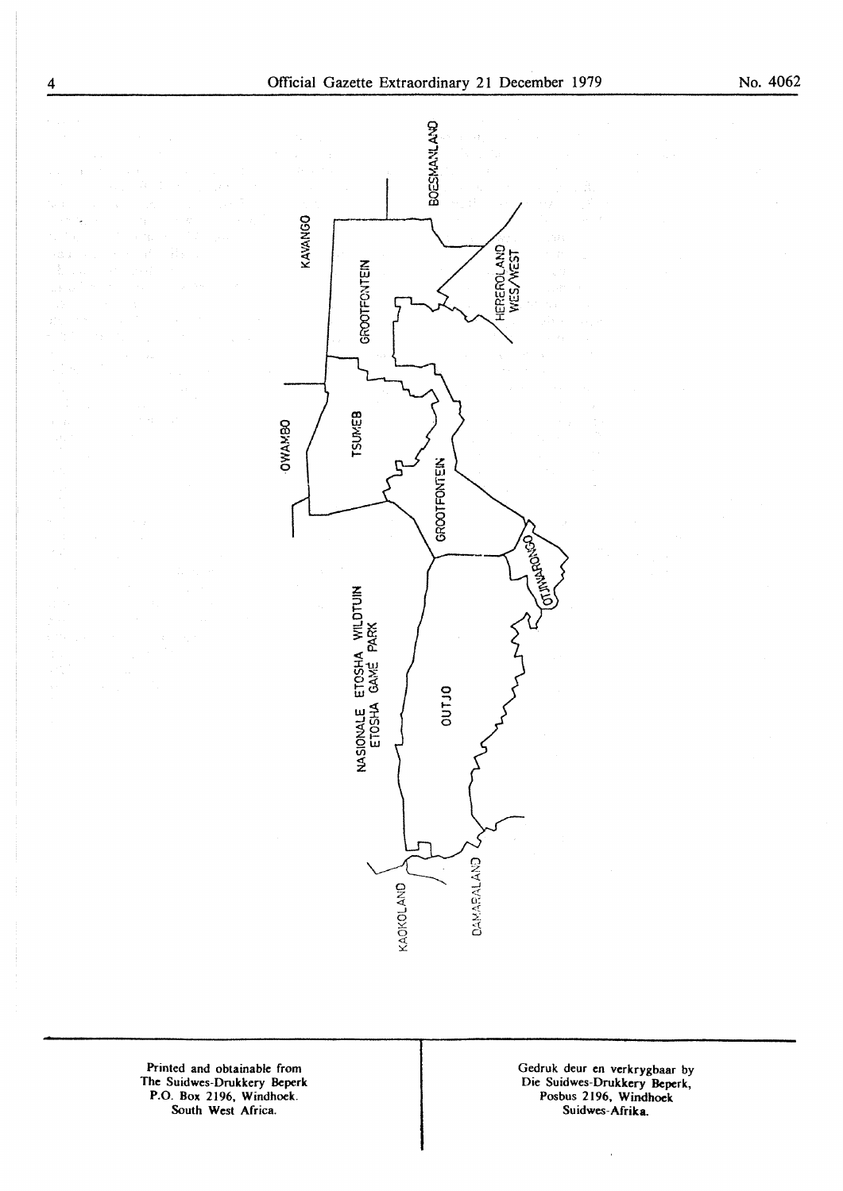KAVANGO

BOESMANLAND

GROOTFONTEIN

HEREROLAND WES/WEST

OWAMBO

TSUMEB

GROOTFONTEIN

OTJIWARONGO

NASIONALE ETOSHA WILDTUIN
ETOSHA GAME PARK

OUTJO

KAOKOLAND

DAMARALAND

Printed and obtainable from
The Suidwes-Drukkery Beperk
P.O. Box 2196, Windhoek.
South West Africa.

Gedruk deur en verkrygbaar by
Die Suidwes-Drukkery Beperk,
Posbus 2196, Windhoek
Suidwes-Afrika.